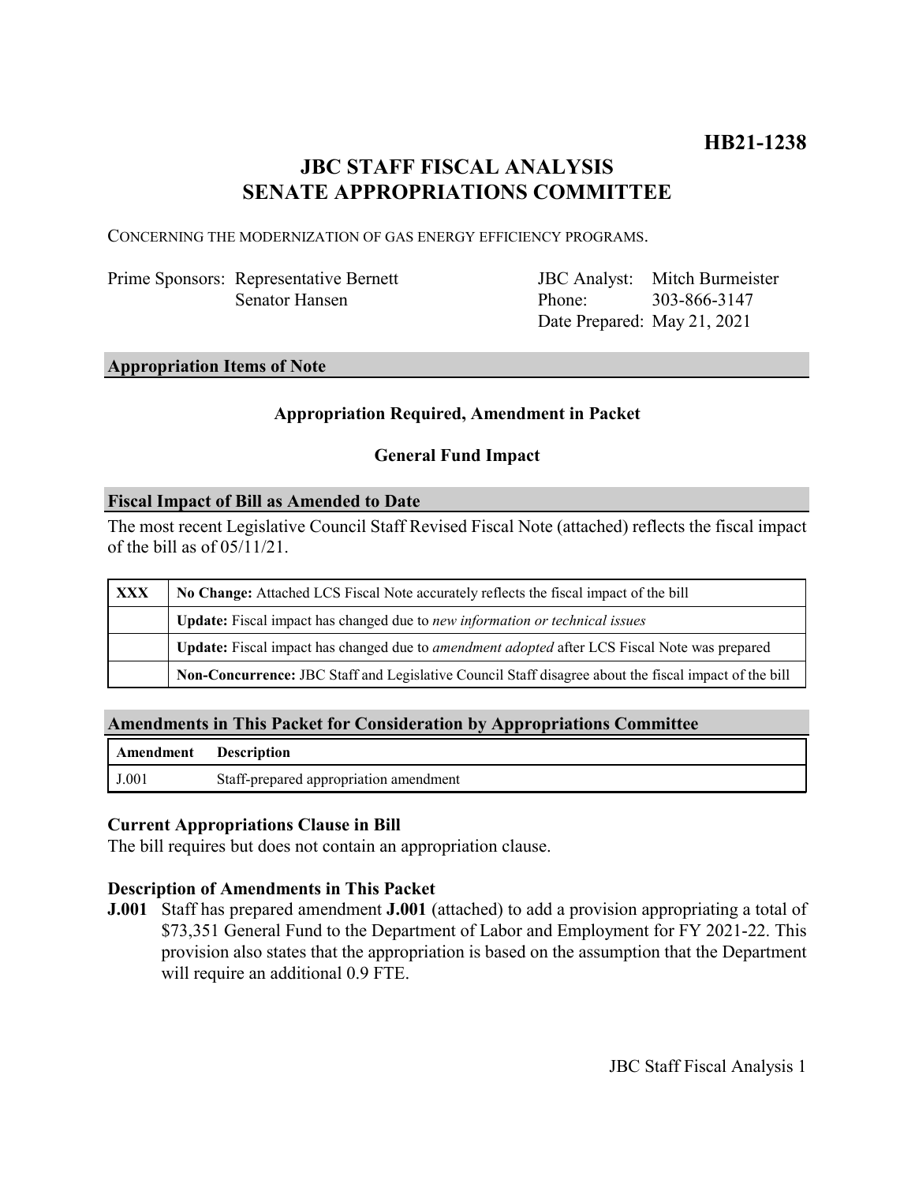**HB21-1238**

# JBC STAFF FISCAL ANALYSIS
# SENATE APPROPRIATIONS COMMITTEE

CONCERNING THE MODERNIZATION OF GAS ENERGY EFFICIENCY PROGRAMS.

| | | | |
|---|---|---|---|
| Prime Sponsors: | Representative Bernett | JBC Analyst: | Mitch Burmeister |
| | Senator Hansen | Phone: | 303-866-3147 |
| | | Date Prepared: | May 21, 2021 |

## Appropriation Items of Note

**Appropriation Required, Amendment in Packet**

**General Fund Impact**

## Fiscal Impact of Bill as Amended to Date

The most recent Legislative Council Staff Revised Fiscal Note (attached) reflects the fiscal impact of the bill as of 05/11/21.

| | |
|---|---|
| **XXX** | **No Change:** Attached LCS Fiscal Note accurately reflects the fiscal impact of the bill |
| | **Update:** Fiscal impact has changed due to *new information or technical issues* |
| | **Update:** Fiscal impact has changed due to *amendment adopted* after LCS Fiscal Note was prepared |
| | **Non-Concurrence:** JBC Staff and Legislative Council Staff disagree about the fiscal impact of the bill |

## Amendments in This Packet for Consideration by Appropriations Committee

| Amendment | Description |
|---|---|
| J.001 | Staff-prepared appropriation amendment |

### Current Appropriations Clause in Bill

The bill requires but does not contain an appropriation clause.

### Description of Amendments in This Packet

**J.001** Staff has prepared amendment **J.001** (attached) to add a provision appropriating a total of $73,351 General Fund to the Department of Labor and Employment for FY 2021-22. This provision also states that the appropriation is based on the assumption that the Department will require an additional 0.9 FTE.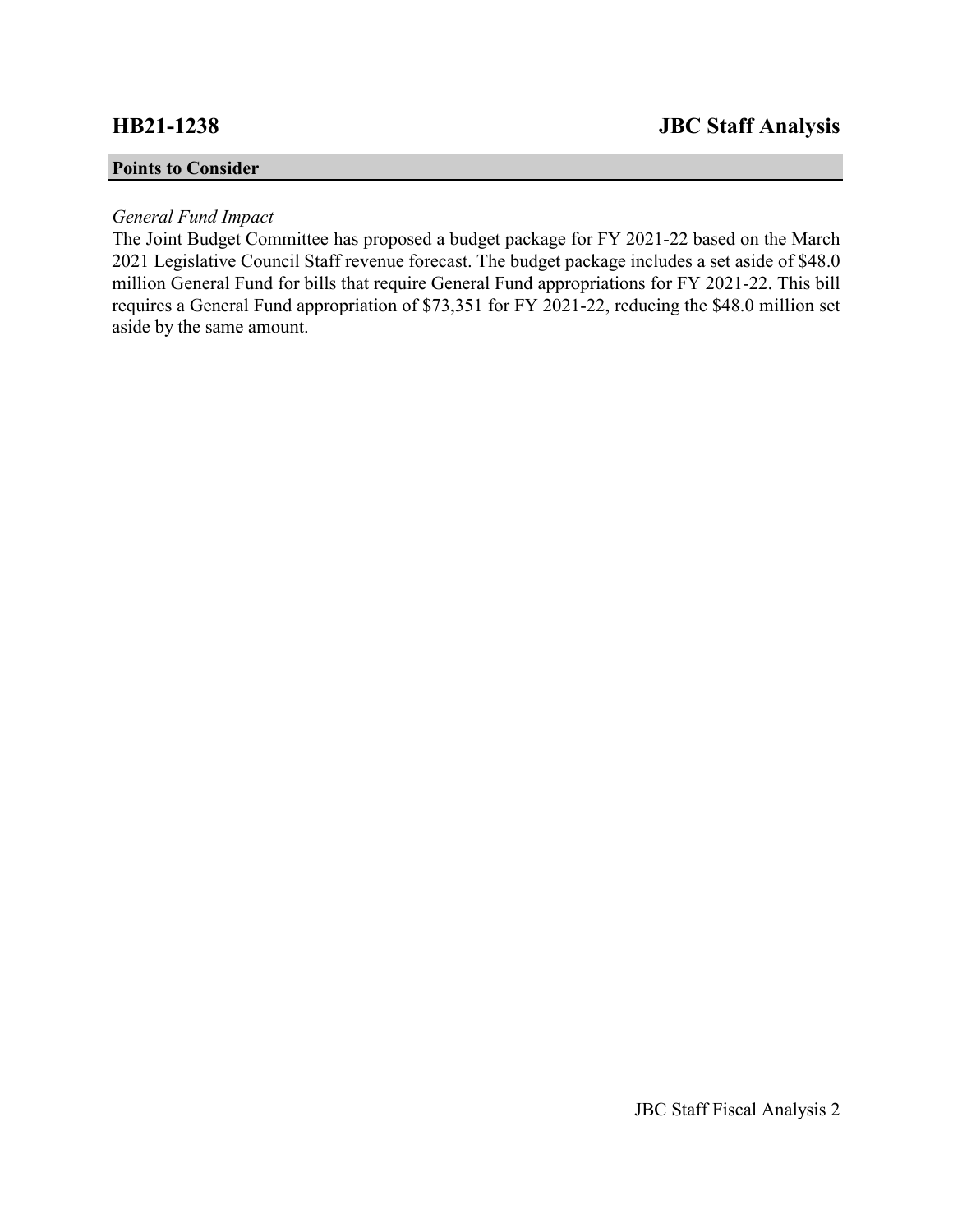## Points to Consider

*General Fund Impact*

The Joint Budget Committee has proposed a budget package for FY 2021-22 based on the March 2021 Legislative Council Staff revenue forecast. The budget package includes a set aside of $48.0 million General Fund for bills that require General Fund appropriations for FY 2021-22. This bill requires a General Fund appropriation of $73,351 for FY 2021-22, reducing the $48.0 million set aside by the same amount.